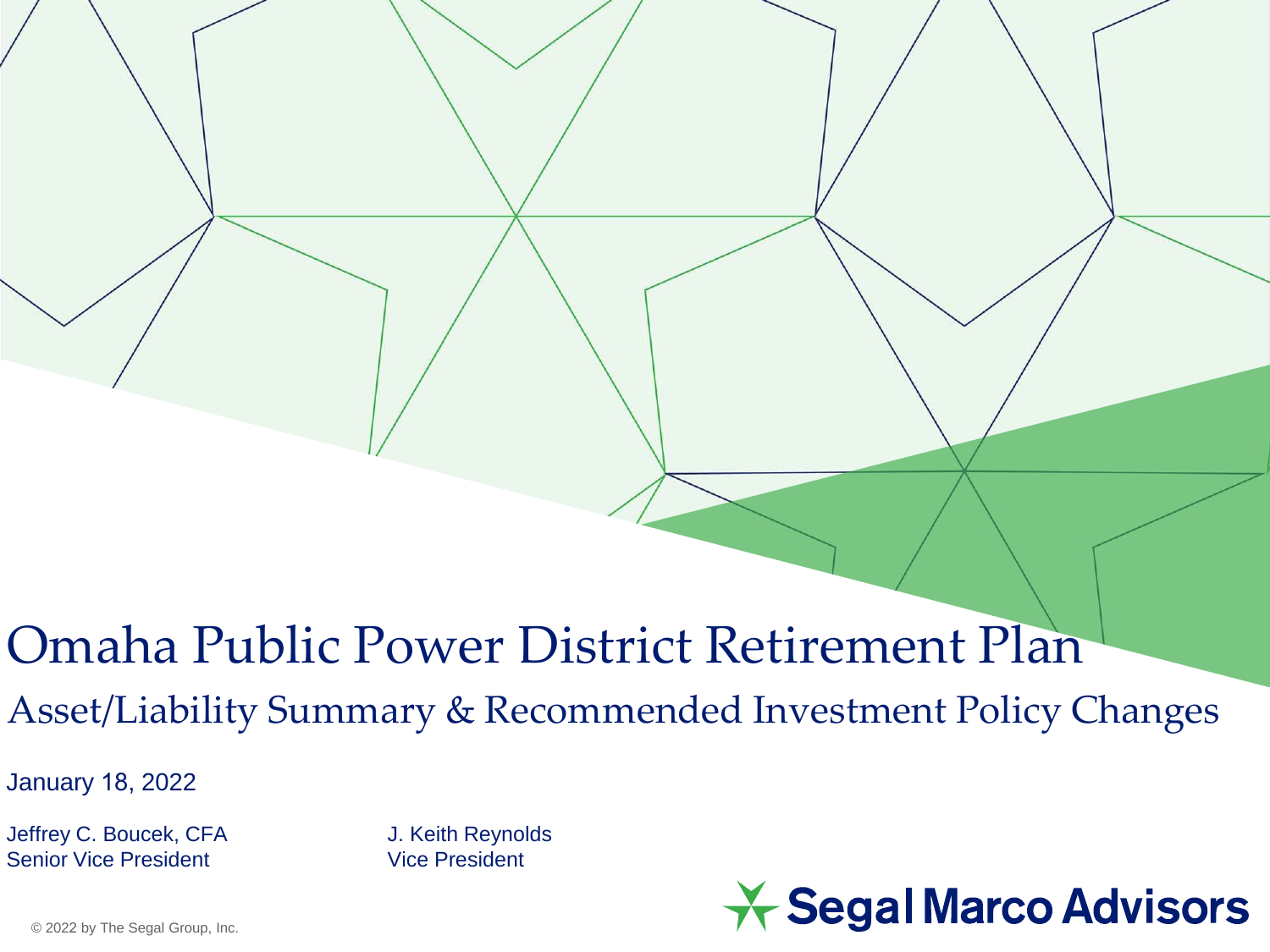# Omaha Public Power District Retirement Plan

## Asset/Liability Summary & Recommended Investment Policy Changes

January 18, 2022

Jeffrey C. Boucek, CFA
Senior Vice President

J. Keith Reynolds
Vice President

Segal Marco Advisors

© 2022 by The Segal Group, Inc.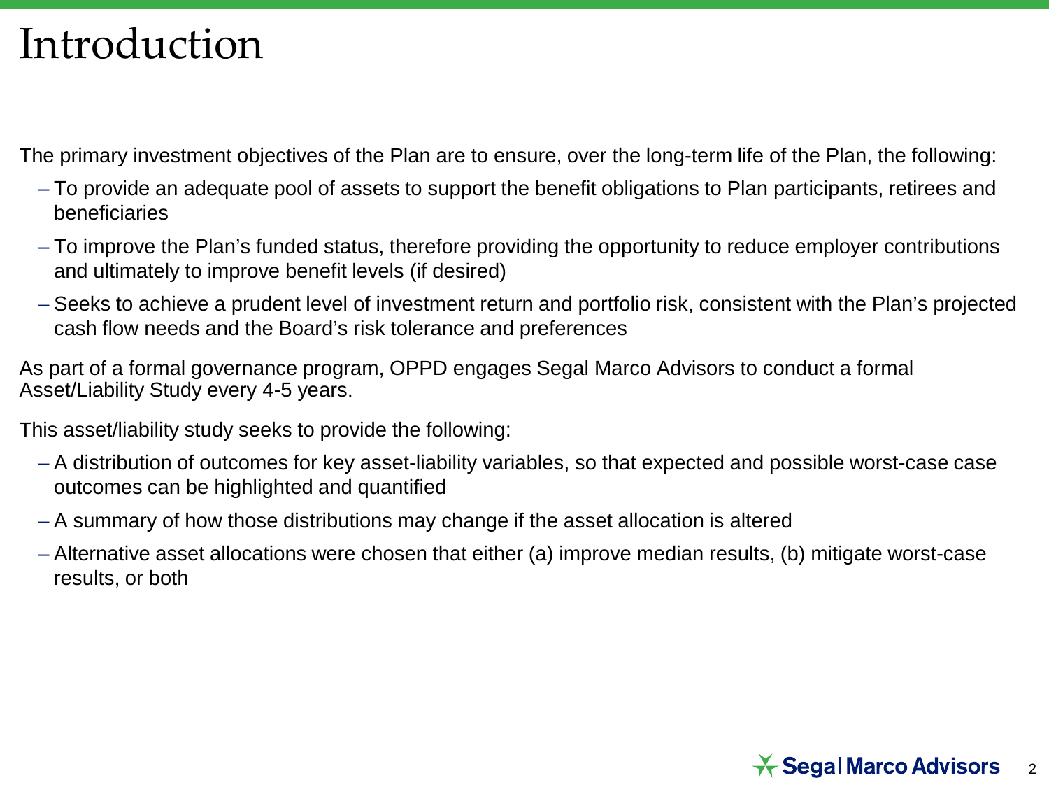# Introduction

The primary investment objectives of the Plan are to ensure, over the long-term life of the Plan, the following:

- To provide an adequate pool of assets to support the benefit obligations to Plan participants, retirees and beneficiaries
- To improve the Plan's funded status, therefore providing the opportunity to reduce employer contributions and ultimately to improve benefit levels (if desired)
- Seeks to achieve a prudent level of investment return and portfolio risk, consistent with the Plan's projected cash flow needs and the Board's risk tolerance and preferences

As part of a formal governance program, OPPD engages Segal Marco Advisors to conduct a formal Asset/Liability Study every 4-5 years.

This asset/liability study seeks to provide the following:

- A distribution of outcomes for key asset-liability variables, so that expected and possible worst-case case outcomes can be highlighted and quantified
- A summary of how those distributions may change if the asset allocation is altered
- Alternative asset allocations were chosen that either (a) improve median results, (b) mitigate worst-case results, or both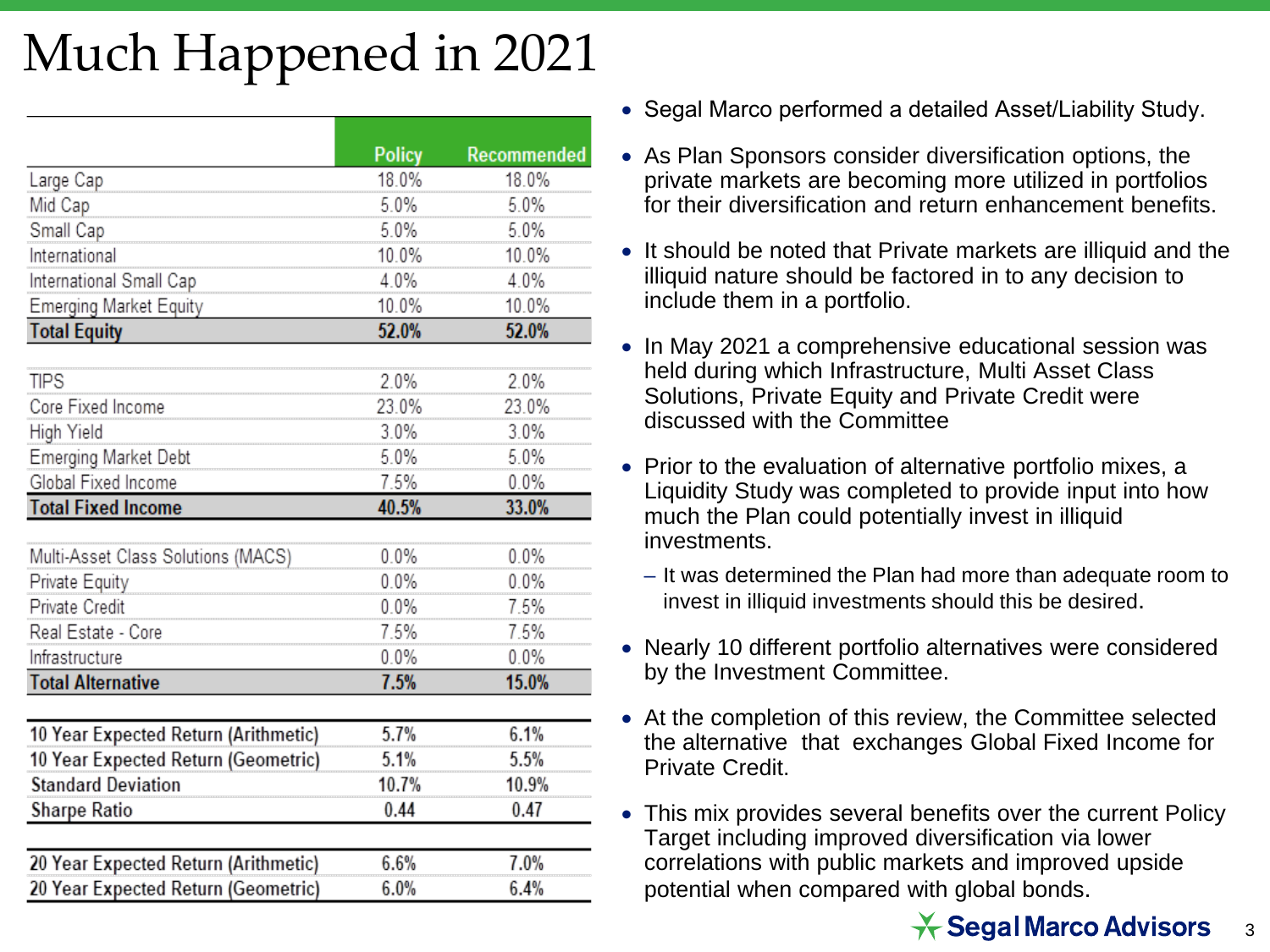# Much Happened in 2021

| | Policy | Recommended |
|---|---|---|
| Large Cap | 18.0% | 18.0% |
| Mid Cap | 5.0% | 5.0% |
| Small Cap | 5.0% | 5.0% |
| International | 10.0% | 10.0% |
| International Small Cap | 4.0% | 4.0% |
| Emerging Market Equity | 10.0% | 10.0% |
| **Total Equity** | **52.0%** | **52.0%** |
| | | |
| TIPS | 2.0% | 2.0% |
| Core Fixed Income | 23.0% | 23.0% |
| High Yield | 3.0% | 3.0% |
| Emerging Market Debt | 5.0% | 5.0% |
| Global Fixed Income | 7.5% | 0.0% |
| **Total Fixed Income** | **40.5%** | **33.0%** |
| | | |
| Multi-Asset Class Solutions (MACS) | 0.0% | 0.0% |
| Private Equity | 0.0% | 0.0% |
| Private Credit | 0.0% | 7.5% |
| Real Estate - Core | 7.5% | 7.5% |
| Infrastructure | 0.0% | 0.0% |
| **Total Alternative** | **7.5%** | **15.0%** |
| | | |
| 10 Year Expected Return (Arithmetic) | 5.7% | 6.1% |
| 10 Year Expected Return (Geometric) | 5.1% | 5.5% |
| Standard Deviation | 10.7% | 10.9% |
| Sharpe Ratio | 0.44 | 0.47 |
| | | |
| 20 Year Expected Return (Arithmetic) | 6.6% | 7.0% |
| 20 Year Expected Return (Geometric) | 6.0% | 6.4% |

- Segal Marco performed a detailed Asset/Liability Study.
- As Plan Sponsors consider diversification options, the private markets are becoming more utilized in portfolios for their diversification and return enhancement benefits.
- It should be noted that Private markets are illiquid and the illiquid nature should be factored in to any decision to include them in a portfolio.
- In May 2021 a comprehensive educational session was held during which Infrastructure, Multi Asset Class Solutions, Private Equity and Private Credit were discussed with the Committee
- Prior to the evaluation of alternative portfolio mixes, a Liquidity Study was completed to provide input into how much the Plan could potentially invest in illiquid investments.
  - It was determined the Plan had more than adequate room to invest in illiquid investments should this be desired.
- Nearly 10 different portfolio alternatives were considered by the Investment Committee.
- At the completion of this review, the Committee selected the alternative that exchanges Global Fixed Income for Private Credit.
- This mix provides several benefits over the current Policy Target including improved diversification via lower correlations with public markets and improved upside potential when compared with global bonds.

Segal Marco Advisors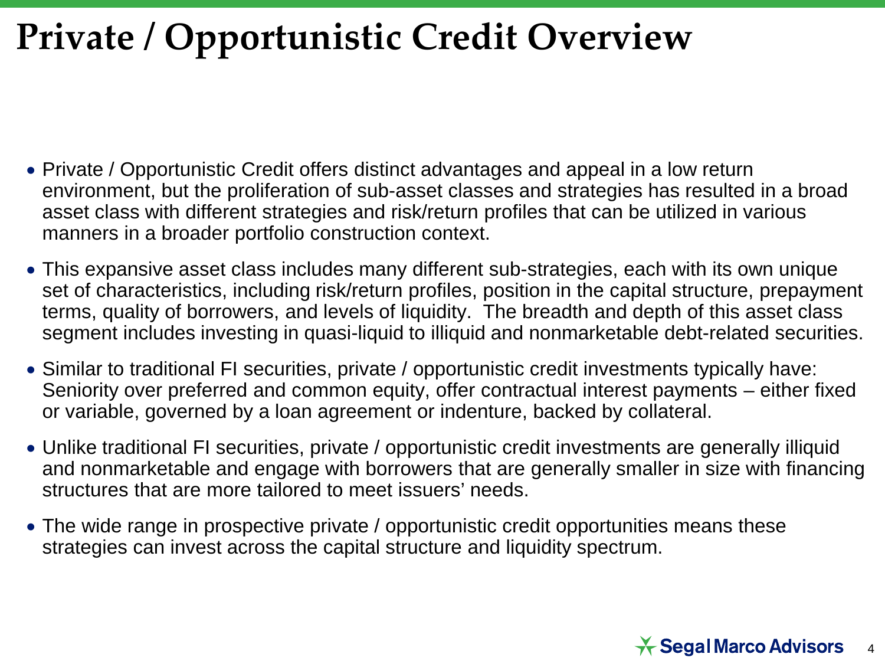# Private / Opportunistic Credit Overview

- Private / Opportunistic Credit offers distinct advantages and appeal in a low return environment, but the proliferation of sub-asset classes and strategies has resulted in a broad asset class with different strategies and risk/return profiles that can be utilized in various manners in a broader portfolio construction context.
- This expansive asset class includes many different sub-strategies, each with its own unique set of characteristics, including risk/return profiles, position in the capital structure, prepayment terms, quality of borrowers, and levels of liquidity. The breadth and depth of this asset class segment includes investing in quasi-liquid to illiquid and nonmarketable debt-related securities.
- Similar to traditional FI securities, private / opportunistic credit investments typically have: Seniority over preferred and common equity, offer contractual interest payments – either fixed or variable, governed by a loan agreement or indenture, backed by collateral.
- Unlike traditional FI securities, private / opportunistic credit investments are generally illiquid and nonmarketable and engage with borrowers that are generally smaller in size with financing structures that are more tailored to meet issuers' needs.
- The wide range in prospective private / opportunistic credit opportunities means these strategies can invest across the capital structure and liquidity spectrum.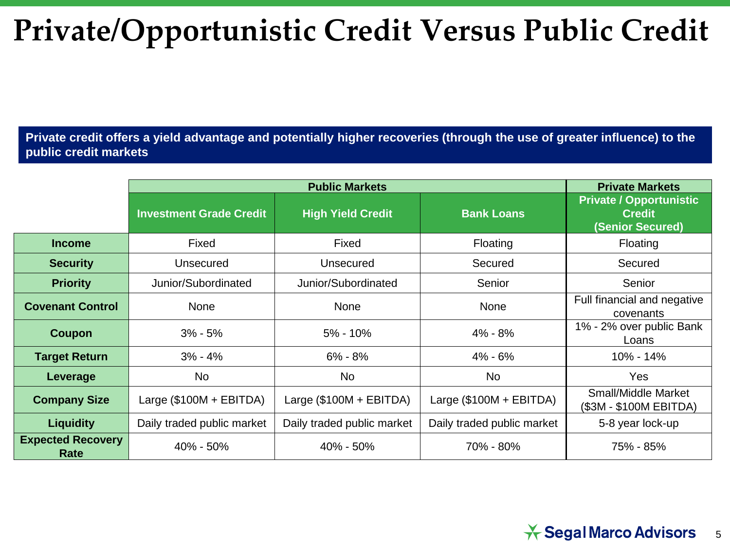# Private/Opportunistic Credit Versus Public Credit

**Private credit offers a yield advantage and potentially higher recoveries (through the use of greater influence) to the public credit markets**

| | Public Markets | | | Private Markets |
|---|---|---|---|---|
| | **Investment Grade Credit** | **High Yield Credit** | **Bank Loans** | **Private / Opportunistic Credit (Senior Secured)** |
| **Income** | Fixed | Fixed | Floating | Floating |
| **Security** | Unsecured | Unsecured | Secured | Secured |
| **Priority** | Junior/Subordinated | Junior/Subordinated | Senior | Senior |
| **Covenant Control** | None | None | None | Full financial and negative covenants |
| **Coupon** | 3% - 5% | 5% - 10% | 4% - 8% | 1% - 2% over public Bank Loans |
| **Target Return** | 3% - 4% | 6% - 8% | 4% - 6% | 10% - 14% |
| **Leverage** | No | No | No | Yes |
| **Company Size** | Large ($100M + EBITDA) | Large ($100M + EBITDA) | Large ($100M + EBITDA) | Small/Middle Market ($3M - $100M EBITDA) |
| **Liquidity** | Daily traded public market | Daily traded public market | Daily traded public market | 5-8 year lock-up |
| **Expected Recovery Rate** | 40% - 50% | 40% - 50% | 70% - 80% | 75% - 85% |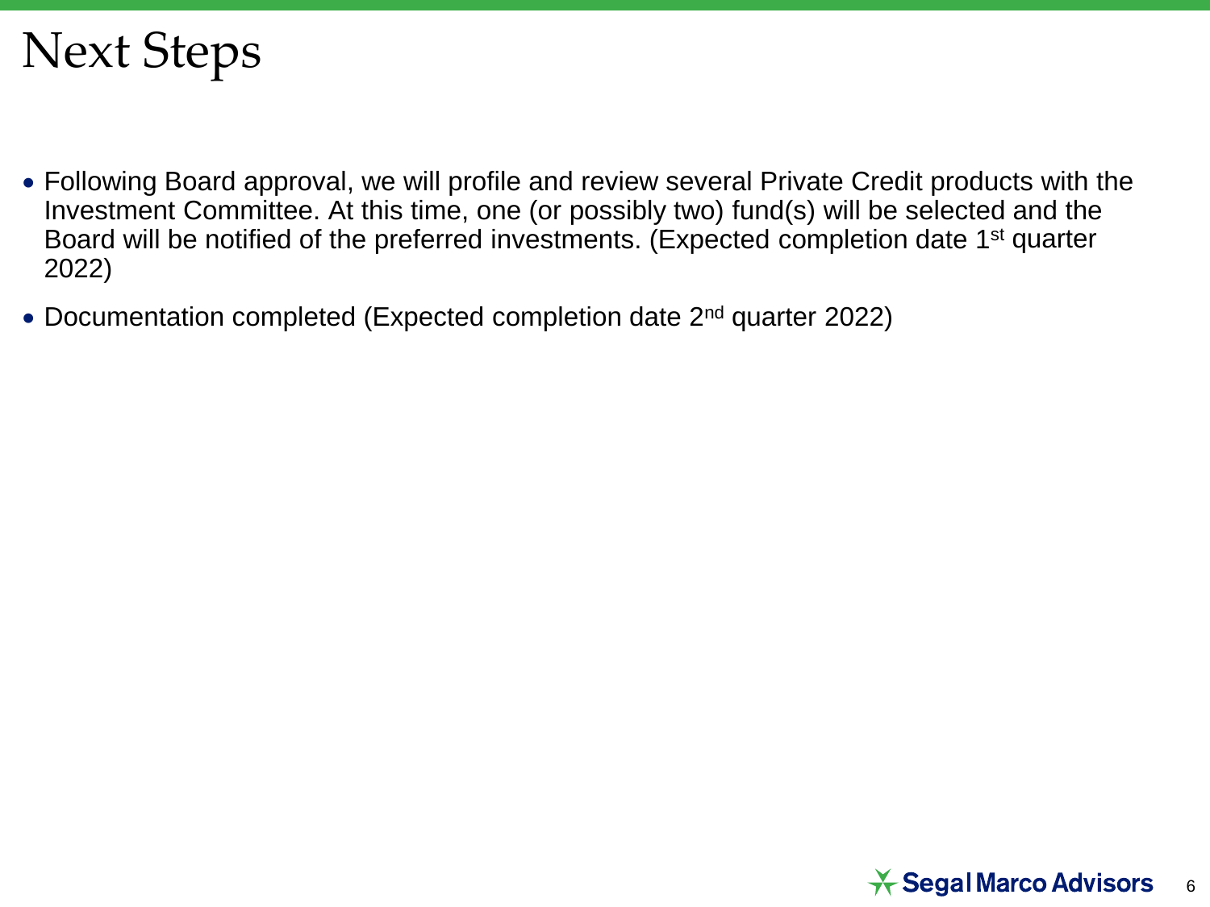# Next Steps

- Following Board approval, we will profile and review several Private Credit products with the Investment Committee. At this time, one (or possibly two) fund(s) will be selected and the Board will be notified of the preferred investments. (Expected completion date 1st quarter 2022)
- Documentation completed (Expected completion date 2nd quarter 2022)